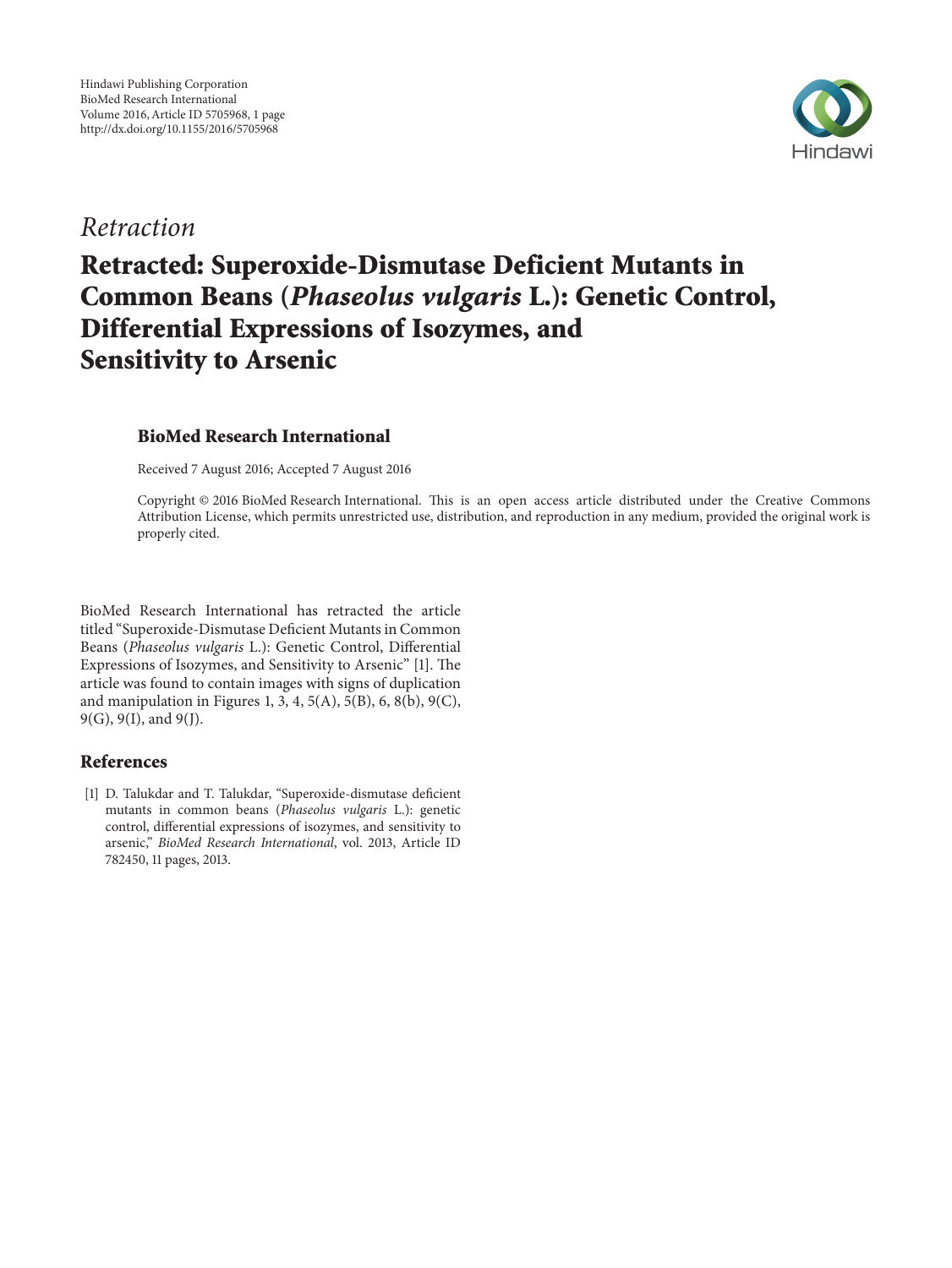*Retraction*

# Retracted: Superoxide-Dismutase Deficient Mutants in Common Beans (*Phaseolus vulgaris* L.): Genetic Control, Differential Expressions of Isozymes, and Sensitivity to Arsenic

**BioMed Research International**

Received 7 August 2016; Accepted 7 August 2016

Copyright © 2016 BioMed Research International. This is an open access article distributed under the Creative Commons Attribution License, which permits unrestricted use, distribution, and reproduction in any medium, provided the original work is properly cited.

BioMed Research International has retracted the article titled "Superoxide-Dismutase Deficient Mutants in Common Beans (*Phaseolus vulgaris* L.): Genetic Control, Differential Expressions of Isozymes, and Sensitivity to Arsenic" [1]. The article was found to contain images with signs of duplication and manipulation in Figures 1, 3, 4, 5(A), 5(B), 6, 8(b), 9(C), 9(G), 9(I), and 9(J).

## References

[1] D. Talukdar and T. Talukdar, "Superoxide-dismutase deficient mutants in common beans (*Phaseolus vulgaris* L.): genetic control, differential expressions of isozymes, and sensitivity to arsenic," *BioMed Research International*, vol. 2013, Article ID 782450, 11 pages, 2013.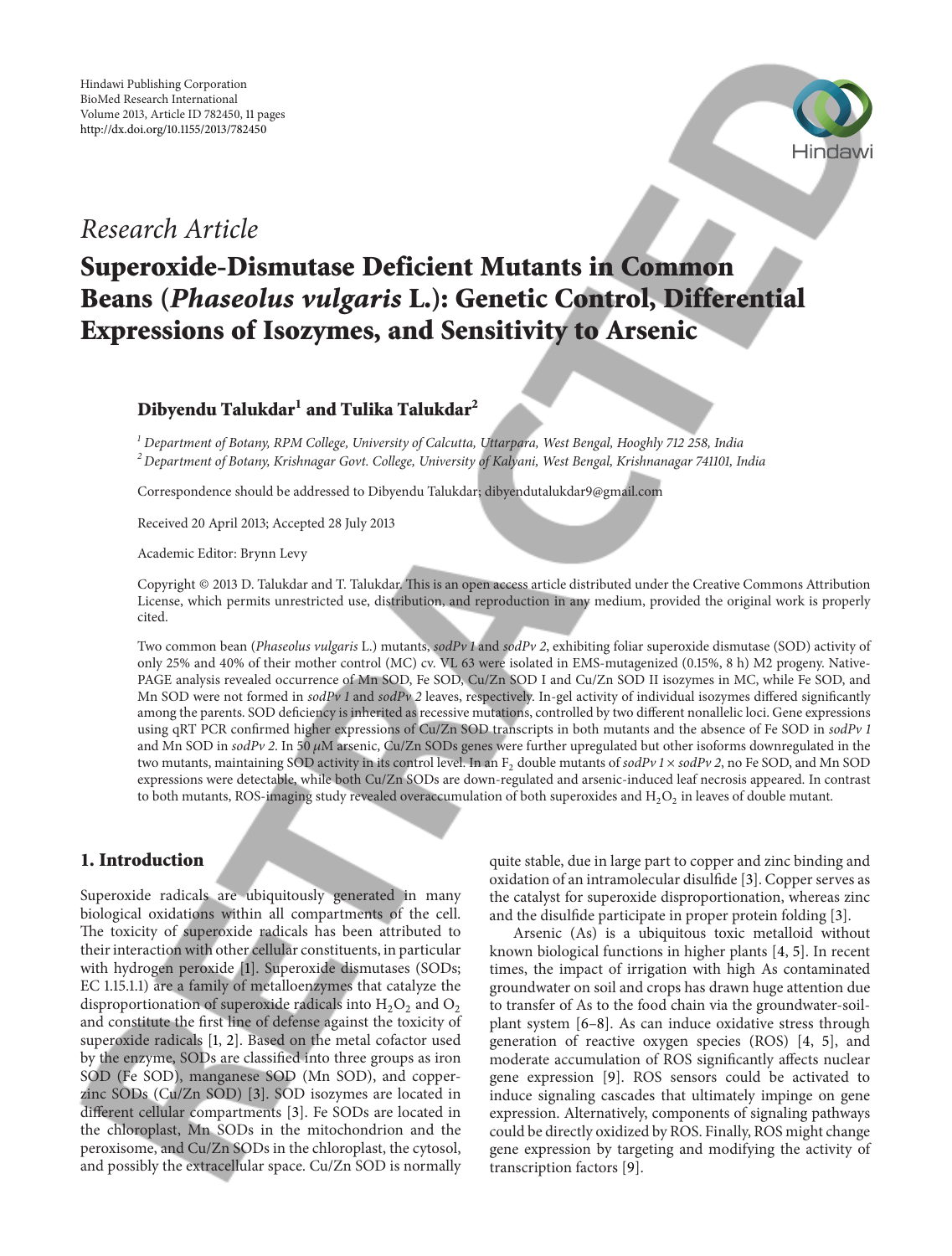Hindawi Publishing Corporation
BioMed Research International
Volume 2013, Article ID 782450, 11 pages
http://dx.doi.org/10.1155/2013/782450

## Research Article

# Superoxide-Dismutase Deficient Mutants in Common Beans (*Phaseolus vulgaris* L.): Genetic Control, Differential Expressions of Isozymes, and Sensitivity to Arsenic

**Dibyendu Talukdar[1] and Tulika Talukdar[2]**

[1] Department of Botany, RPM College, University of Calcutta, Uttarpara, West Bengal, Hooghly 712 258, India
[2] Department of Botany, Krishnagar Govt. College, University of Kalyani, West Bengal, Krishnanagar 741101, India

Correspondence should be addressed to Dibyendu Talukdar; dibyendutalukdar9@gmail.com

Received 20 April 2013; Accepted 28 July 2013

Academic Editor: Brynn Levy

Copyright © 2013 D. Talukdar and T. Talukdar. This is an open access article distributed under the Creative Commons Attribution License, which permits unrestricted use, distribution, and reproduction in any medium, provided the original work is properly cited.

Two common bean (*Phaseolus vulgaris* L.) mutants, *sodPv 1* and *sodPv 2*, exhibiting foliar superoxide dismutase (SOD) activity of only 25% and 40% of their mother control (MC) cv. VL 63 were isolated in EMS-mutagenized (0.15%, 8 h) M2 progeny. Native-PAGE analysis revealed occurrence of Mn SOD, Fe SOD, Cu/Zn SOD I and Cu/Zn SOD II isozymes in MC, while Fe SOD, and Mn SOD were not formed in *sodPv 1* and *sodPv 2* leaves, respectively. In-gel activity of individual isozymes differed significantly among the parents. SOD deficiency is inherited as recessive mutations, controlled by two different nonallelic loci. Gene expressions using qRT PCR confirmed higher expressions of Cu/Zn SOD transcripts in both mutants and the absence of Fe SOD in *sodPv 1* and Mn SOD in *sodPv 2*. In 50 $\mu$M arsenic, Cu/Zn SODs genes were further upregulated but other isoforms downregulated in the two mutants, maintaining SOD activity in its control level. In an $F_2$ double mutants of *sodPv 1* × *sodPv 2*, no Fe SOD, and Mn SOD expressions were detectable, while both Cu/Zn SODs are down-regulated and arsenic-induced leaf necrosis appeared. In contrast to both mutants, ROS-imaging study revealed overaccumulation of both superoxides and $H_2O_2$ in leaves of double mutant.

## 1. Introduction

Superoxide radicals are ubiquitously generated in many biological oxidations within all compartments of the cell. The toxicity of superoxide radicals has been attributed to their interaction with other cellular constituents, in particular with hydrogen peroxide [1]. Superoxide dismutases (SODs; EC 1.15.1.1) are a family of metalloenzymes that catalyze the disproportionation of superoxide radicals into $H_2O_2$ and $O_2$ and constitute the first line of defense against the toxicity of superoxide radicals [1, 2]. Based on the metal cofactor used by the enzyme, SODs are classified into three groups as iron SOD (Fe SOD), manganese SOD (Mn SOD), and copper-zinc SODs (Cu/Zn SOD) [3]. SOD isozymes are located in different cellular compartments [3]. Fe SODs are located in the chloroplast, Mn SODs in the mitochondrion and the peroxisome, and Cu/Zn SODs in the chloroplast, the cytosol, and possibly the extracellular space. Cu/Zn SOD is normally quite stable, due in large part to copper and zinc binding and oxidation of an intramolecular disulfide [3]. Copper serves as the catalyst for superoxide disproportionation, whereas zinc and the disulfide participate in proper protein folding [3].

Arsenic (As) is a ubiquitous toxic metalloid without known biological functions in higher plants [4, 5]. In recent times, the impact of irrigation with high As contaminated groundwater on soil and crops has drawn huge attention due to transfer of As to the food chain via the groundwater-soil-plant system [6–8]. As can induce oxidative stress through generation of reactive oxygen species (ROS) [4, 5], and moderate accumulation of ROS significantly affects nuclear gene expression [9]. ROS sensors could be activated to induce signaling cascades that ultimately impinge on gene expression. Alternatively, components of signaling pathways could be directly oxidized by ROS. Finally, ROS might change gene expression by targeting and modifying the activity of transcription factors [9].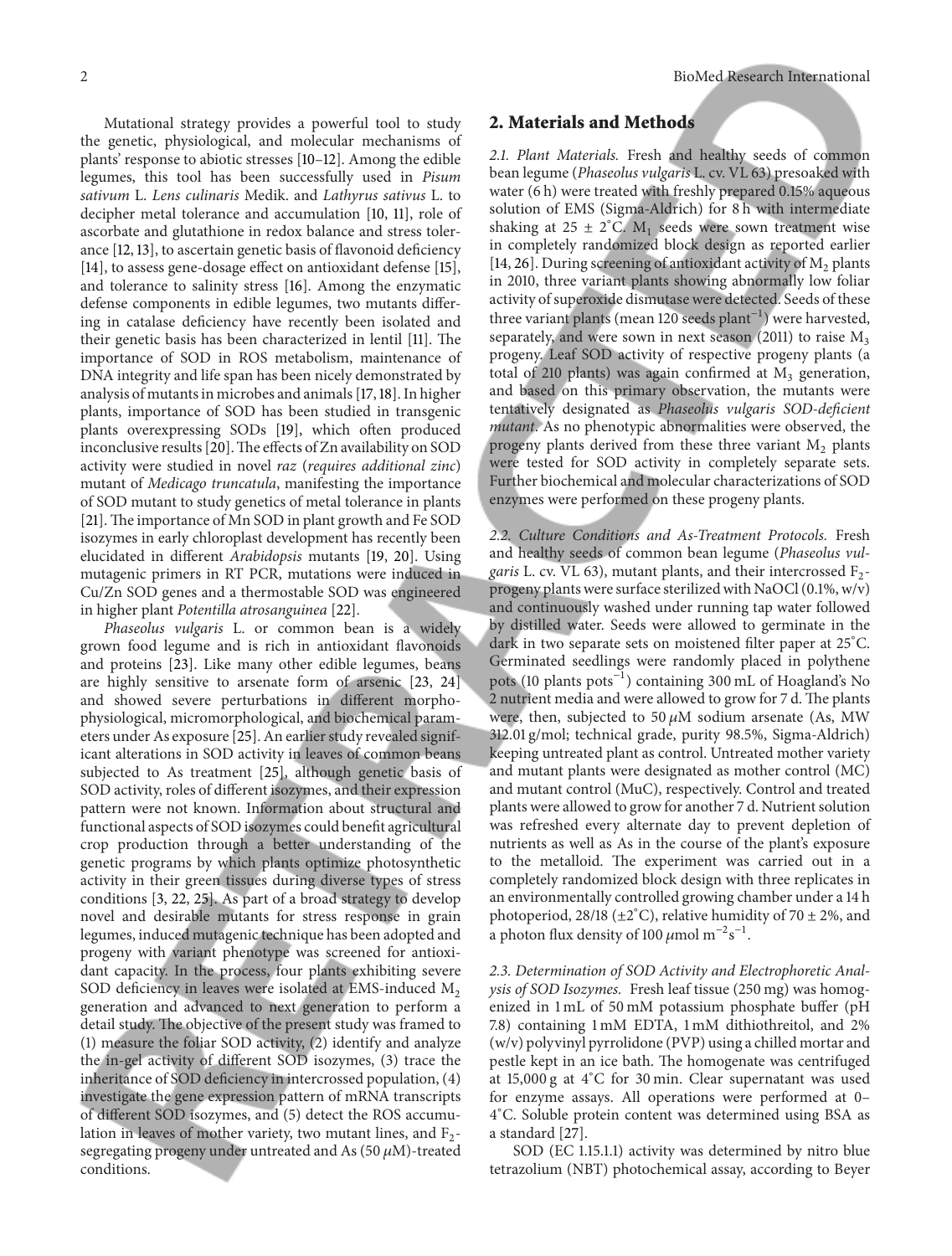Mutational strategy provides a powerful tool to study the genetic, physiological, and molecular mechanisms of plants' response to abiotic stresses [10–12]. Among the edible legumes, this tool has been successfully used in *Pisum sativum* L. *Lens culinaris* Medik. and *Lathyrus sativus* L. to decipher metal tolerance and accumulation [10, 11], role of ascorbate and glutathione in redox balance and stress tolerance [12, 13], to ascertain genetic basis of flavonoid deficiency [14], to assess gene-dosage effect on antioxidant defense [15], and tolerance to salinity stress [16]. Among the enzymatic defense components in edible legumes, two mutants differing in catalase deficiency have recently been isolated and their genetic basis has been characterized in lentil [11]. The importance of SOD in ROS metabolism, maintenance of DNA integrity and life span has been nicely demonstrated by analysis of mutants in microbes and animals [17, 18]. In higher plants, importance of SOD has been studied in transgenic plants overexpressing SODs [19], which often produced inconclusive results [20]. The effects of Zn availability on SOD activity were studied in novel *raz* (*requires additional zinc*) mutant of *Medicago truncatula*, manifesting the importance of SOD mutant to study genetics of metal tolerance in plants [21]. The importance of Mn SOD in plant growth and Fe SOD isozymes in early chloroplast development has recently been elucidated in different *Arabidopsis* mutants [19, 20]. Using mutagenic primers in RT PCR, mutations were induced in Cu/Zn SOD genes and a thermostable SOD was engineered in higher plant *Potentilla atrosanguinea* [22].

*Phaseolus vulgaris* L. or common bean is a widely grown food legume and is rich in antioxidant flavonoids and proteins [23]. Like many other edible legumes, beans are highly sensitive to arsenate form of arsenic [23, 24] and showed severe perturbations in different morphophysiological, micromorphological, and biochemical parameters under As exposure [25]. An earlier study revealed significant alterations in SOD activity in leaves of common beans subjected to As treatment [25], although genetic basis of SOD activity, roles of different isozymes, and their expression pattern were not known. Information about structural and functional aspects of SOD isozymes could benefit agricultural crop production through a better understanding of the genetic programs by which plants optimize photosynthetic activity in their green tissues during diverse types of stress conditions [3, 22, 25]. As part of a broad strategy to develop novel and desirable mutants for stress response in grain legumes, induced mutagenic technique has been adopted and progeny with variant phenotype was screened for antioxidant capacity. In the process, four plants exhibiting severe SOD deficiency in leaves were isolated at EMS-induced $M_2$ generation and advanced to next generation to perform a detail study. The objective of the present study was framed to (1) measure the foliar SOD activity, (2) identify and analyze the in-gel activity of different SOD isozymes, (3) trace the inheritance of SOD deficiency in intercrossed population, (4) investigate the gene expression pattern of mRNA transcripts of different SOD isozymes, and (5) detect the ROS accumulation in leaves of mother variety, two mutant lines, and $F_2$-segregating progeny under untreated and As (50 $\mu$M)-treated conditions.

## 2. Materials and Methods

*2.1. Plant Materials.* Fresh and healthy seeds of common bean legume (*Phaseolus vulgaris* L. cv. VL 63) presoaked with water (6 h) were treated with freshly prepared 0.15% aqueous solution of EMS (Sigma-Aldrich) for 8 h with intermediate shaking at 25 ± 2°C. $M_1$ seeds were sown treatment wise in completely randomized block design as reported earlier [14, 26]. During screening of antioxidant activity of $M_2$ plants in 2010, three variant plants showing abnormally low foliar activity of superoxide dismutase were detected. Seeds of these three variant plants (mean 120 seeds plant$^{-1}$) were harvested, separately, and were sown in next season (2011) to raise $M_3$ progeny. Leaf SOD activity of respective progeny plants (a total of 210 plants) was again confirmed at $M_3$ generation, and based on this primary observation, the mutants were tentatively designated as *Phaseolus vulgaris SOD-deficient mutant*. As no phenotypic abnormalities were observed, the progeny plants derived from these three variant $M_2$ plants were tested for SOD activity in completely separate sets. Further biochemical and molecular characterizations of SOD enzymes were performed on these progeny plants.

*2.2. Culture Conditions and As-Treatment Protocols.* Fresh and healthy seeds of common bean legume (*Phaseolus vulgaris* L. cv. VL 63), mutant plants, and their intercrossed $F_2$-progeny plants were surface sterilized with NaOCl (0.1%, w/v) and continuously washed under running tap water followed by distilled water. Seeds were allowed to germinate in the dark in two separate sets on moistened filter paper at 25°C. Germinated seedlings were randomly placed in polythene pots (10 plants pots$^{-1}$) containing 300 mL of Hoagland's No 2 nutrient media and were allowed to grow for 7 d. The plants were, then, subjected to 50 $\mu$M sodium arsenate (As, MW 312.01 g/mol; technical grade, purity 98.5%, Sigma-Aldrich) keeping untreated plant as control. Untreated mother variety and mutant plants were designated as mother control (MC) and mutant control (MuC), respectively. Control and treated plants were allowed to grow for another 7 d. Nutrient solution was refreshed every alternate day to prevent depletion of nutrients as well as As in the course of the plant's exposure to the metalloid. The experiment was carried out in a completely randomized block design with three replicates in an environmentally controlled growing chamber under a 14 h photoperiod, 28/18 (±2°C), relative humidity of 70 ± 2%, and a photon flux density of 100 $\mu$mol m$^{-2}$s$^{-1}$.

*2.3. Determination of SOD Activity and Electrophoretic Analysis of SOD Isozymes.* Fresh leaf tissue (250 mg) was homogenized in 1 mL of 50 mM potassium phosphate buffer (pH 7.8) containing 1 mM EDTA, 1 mM dithiothreitol, and 2% (w/v) polyvinyl pyrrolidone (PVP) using a chilled mortar and pestle kept in an ice bath. The homogenate was centrifuged at 15,000 g at 4°C for 30 min. Clear supernatant was used for enzyme assays. All operations were performed at 0–4°C. Soluble protein content was determined using BSA as a standard [27].

SOD (EC 1.15.1.1) activity was determined by nitro blue tetrazolium (NBT) photochemical assay, according to Beyer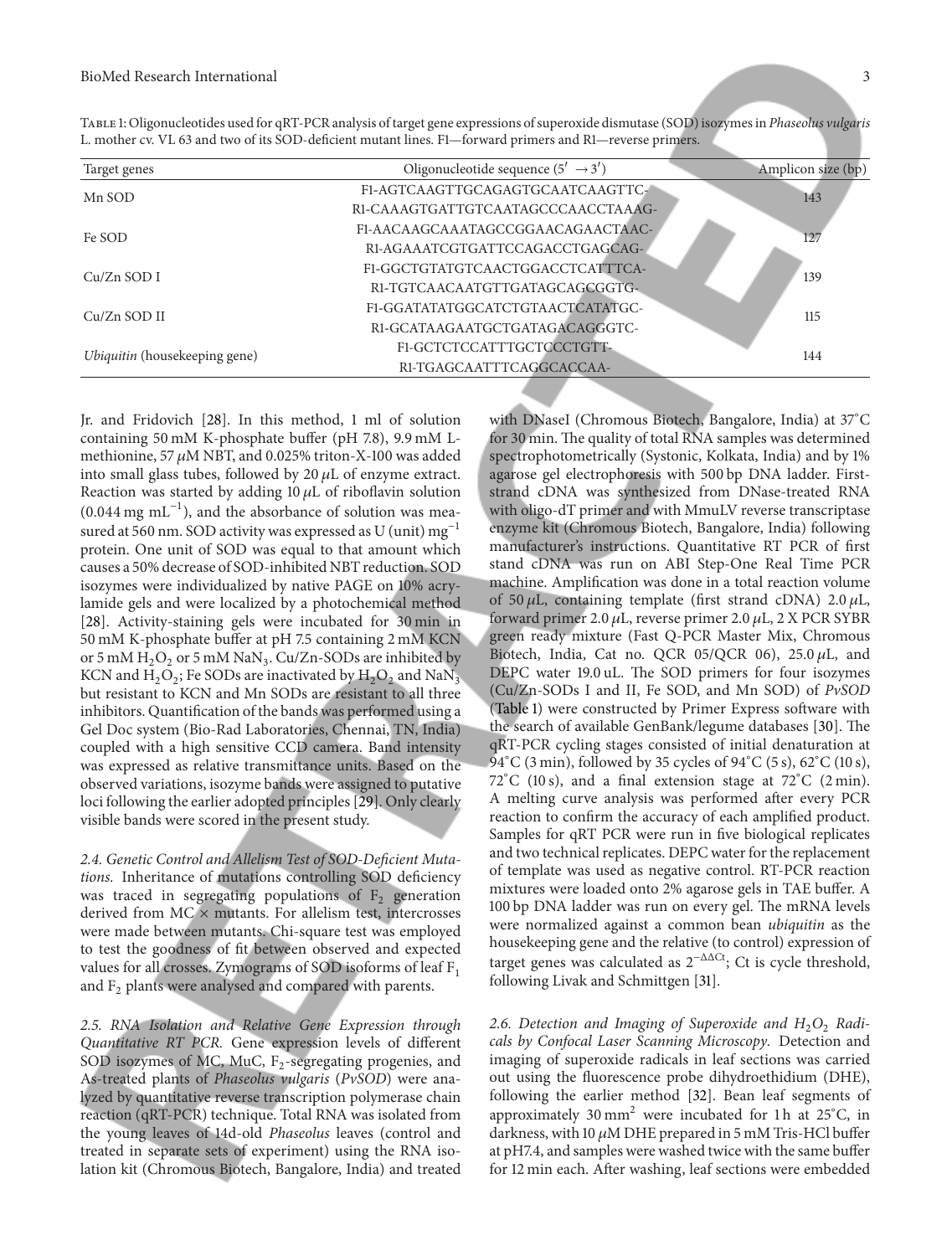Table 1: Oligonucleotides used for qRT-PCR analysis of target gene expressions of superoxide dismutase (SOD) isozymes in *Phaseolus vulgaris* L. mother cv. VL 63 and two of its SOD-deficient mutant lines. F1—forward primers and R1—reverse primers.

| Target genes | Oligonucleotide sequence ($5' \rightarrow 3'$) | Amplicon size (bp) |
|---|---|---|
| Mn SOD | F1-AGTCAAGTTGCAGAGTGCAATCAAGTTC-<br>R1-CAAAGTGATTGTCAATAGCCCAACCTAAAG- | 143 |
| Fe SOD | F1-AACAAGCAAATAGCCGGAACAGAACTAAC-<br>R1-AGAAATCGTGATTCCAGACCTGAGCAG- | 127 |
| Cu/Zn SOD I | F1-GGCTGTATGTCAACTGGACCTCATTTCA-<br>R1-TGTCAACAATGTTGATAGCAGCGGTG- | 139 |
| Cu/Zn SOD II | F1-GGATATATGGCATCTGTAACTCATATGC-<br>R1-GCATAAGAATGCTGATAGACAGGGTC- | 115 |
| *Ubiquitin* (housekeeping gene) | F1-GCTCTCCATTTGCTCCCTGTT-<br>R1-TGAGCAATTTCAGGCACCAA- | 144 |

Jr. and Fridovich [28]. In this method, 1 ml of solution containing 50 mM K-phosphate buffer (pH 7.8), 9.9 mM L-methionine, 57 $\mu$M NBT, and 0.025% triton-X-100 was added into small glass tubes, followed by 20 $\mu$L of enzyme extract. Reaction was started by adding 10 $\mu$L of riboflavin solution (0.044 mg $mL^{-1}$), and the absorbance of solution was measured at 560 nm. SOD activity was expressed as U (unit) $mg^{-1}$ protein. One unit of SOD was equal to that amount which causes a 50% decrease of SOD-inhibited NBT reduction. SOD isozymes were individualized by native PAGE on 10% acrylamide gels and were localized by a photochemical method [28]. Activity-staining gels were incubated for 30 min in 50 mM K-phosphate buffer at pH 7.5 containing 2 mM KCN or 5 mM $H_2O_2$ or 5 mM $NaN_3$. Cu/Zn-SODs are inhibited by KCN and $H_2O_2$; Fe SODs are inactivated by $H_2O_2$ and $NaN_3$ but resistant to KCN and Mn SODs are resistant to all three inhibitors. Quantification of the bands was performed using a Gel Doc system (Bio-Rad Laboratories, Chennai, TN, India) coupled with a high sensitive CCD camera. Band intensity was expressed as relative transmittance units. Based on the observed variations, isozyme bands were assigned to putative loci following the earlier adopted principles [29]. Only clearly visible bands were scored in the present study.

*2.4. Genetic Control and Allelism Test of SOD-Deficient Mutations.* Inheritance of mutations controlling SOD deficiency was traced in segregating populations of $F_2$ generation derived from MC × mutants. For allelism test, intercrosses were made between mutants. Chi-square test was employed to test the goodness of fit between observed and expected values for all crosses. Zymograms of SOD isoforms of leaf $F_1$ and $F_2$ plants were analysed and compared with parents.

*2.5. RNA Isolation and Relative Gene Expression through Quantitative RT PCR.* Gene expression levels of different SOD isozymes of MC, MuC, $F_2$-segregating progenies, and As-treated plants of *Phaseolus vulgaris* (*PvSOD*) were analyzed by quantitative reverse transcription polymerase chain reaction (qRT-PCR) technique. Total RNA was isolated from the young leaves of 14d-old *Phaseolus* leaves (control and treated in separate sets of experiment) using the RNA isolation kit (Chromous Biotech, Bangalore, India) and treated with DNaseI (Chromous Biotech, Bangalore, India) at 37°C for 30 min. The quality of total RNA samples was determined spectrophotometrically (Systonic, Kolkata, India) and by 1% agarose gel electrophoresis with 500 bp DNA ladder. First-strand cDNA was synthesized from DNase-treated RNA with oligo-dT primer and with MmuLV reverse transcriptase enzyme kit (Chromous Biotech, Bangalore, India) following manufacturer's instructions. Quantitative RT PCR of first stand cDNA was run on ABI Step-One Real Time PCR machine. Amplification was done in a total reaction volume of 50 $\mu$L, containing template (first strand cDNA) 2.0 $\mu$L, forward primer 2.0 $\mu$L, reverse primer 2.0 $\mu$L, 2 X PCR SYBR green ready mixture (Fast Q-PCR Master Mix, Chromous Biotech, India, Cat no. QCR 05/QCR 06), 25.0 $\mu$L, and DEPC water 19.0 uL. The SOD primers for four isozymes (Cu/Zn-SODs I and II, Fe SOD, and Mn SOD) of *PvSOD* (Table 1) were constructed by Primer Express software with the search of available GenBank/legume databases [30]. The qRT-PCR cycling stages consisted of initial denaturation at 94°C (3 min), followed by 35 cycles of 94°C (5 s), 62°C (10 s), 72°C (10 s), and a final extension stage at 72°C (2 min). A melting curve analysis was performed after every PCR reaction to confirm the accuracy of each amplified product. Samples for qRT PCR were run in five biological replicates and two technical replicates. DEPC water for the replacement of template was used as negative control. RT-PCR reaction mixtures were loaded onto 2% agarose gels in TAE buffer. A 100 bp DNA ladder was run on every gel. The mRNA levels were normalized against a common bean *ubiquitin* as the housekeeping gene and the relative (to control) expression of target genes was calculated as $2^{-\Delta\Delta Ct}$; Ct is cycle threshold, following Livak and Schmittgen [31].

*2.6. Detection and Imaging of Superoxide and $H_2O_2$ Radicals by Confocal Laser Scanning Microscopy.* Detection and imaging of superoxide radicals in leaf sections was carried out using the fluorescence probe dihydroethidium (DHE), following the earlier method [32]. Bean leaf segments of approximately 30 $mm^2$ were incubated for 1 h at 25°C, in darkness, with 10 $\mu$M DHE prepared in 5 mM Tris-HCl buffer at pH7.4, and samples were washed twice with the same buffer for 12 min each. After washing, leaf sections were embedded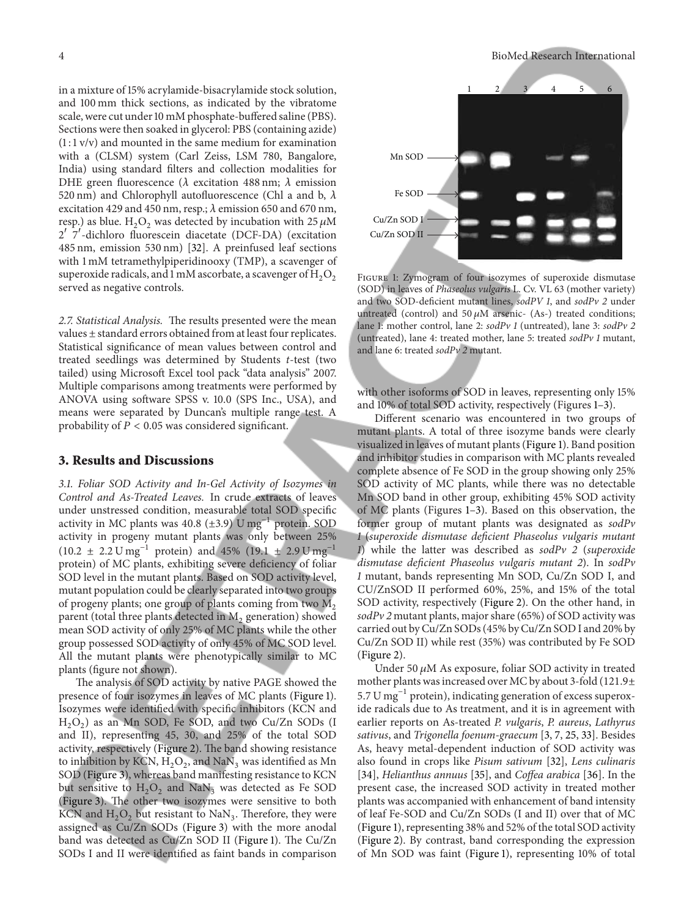in a mixture of 15% acrylamide-bisacrylamide stock solution, and 100 mm thick sections, as indicated by the vibratome scale, were cut under 10 mM phosphate-buffered saline (PBS). Sections were then soaked in glycerol: PBS (containing azide) (1 : 1 v/v) and mounted in the same medium for examination with a (CLSM) system (Carl Zeiss, LSM 780, Bangalore, India) using standard filters and collection modalities for DHE green fluorescence ($\lambda$ excitation 488 nm; $\lambda$ emission 520 nm) and Chlorophyll autofluorescence (Chl a and b, $\lambda$ excitation 429 and 450 nm, resp.; $\lambda$ emission 650 and 670 nm, resp.) as blue. $H_2O_2$ was detected by incubation with 25 $\mu$M 2′ 7′-dichloro fluorescein diacetate (DCF-DA) (excitation 485 nm, emission 530 nm) [32]. A preinfused leaf sections with 1 mM tetramethylpiperidinooxy (TMP), a scavenger of superoxide radicals, and 1 mM ascorbate, a scavenger of $H_2O_2$ served as negative controls.

*2.7. Statistical Analysis.* The results presented were the mean values ± standard errors obtained from at least four replicates. Statistical significance of mean values between control and treated seedlings was determined by Students *t*-test (two tailed) using Microsoft Excel tool pack "data analysis" 2007. Multiple comparisons among treatments were performed by ANOVA using software SPSS v. 10.0 (SPS Inc., USA), and means were separated by Duncan's multiple range test. A probability of $P < 0.05$ was considered significant.

## 3. Results and Discussions

*3.1. Foliar SOD Activity and In-Gel Activity of Isozymes in Control and As-Treated Leaves.* In crude extracts of leaves under unstressed condition, measurable total SOD specific activity in MC plants was 40.8 (±3.9) U mg$^{-1}$ protein. SOD activity in progeny mutant plants was only between 25% (10.2 ± 2.2 U mg$^{-1}$ protein) and 45% (19.1 ± 2.9 U mg$^{-1}$ protein) of MC plants, exhibiting severe deficiency of foliar SOD level in the mutant plants. Based on SOD activity level, mutant population could be clearly separated into two groups of progeny plants; one group of plants coming from two $M_2$ parent (total three plants detected in $M_2$ generation) showed mean SOD activity of only 25% of MC plants while the other group possessed SOD activity of only 45% of MC SOD level. All the mutant plants were phenotypically similar to MC plants (figure not shown).

The analysis of SOD activity by native PAGE showed the presence of four isozymes in leaves of MC plants (Figure 1). Isozymes were identified with specific inhibitors (KCN and $H_2O_2$) as an Mn SOD, Fe SOD, and two Cu/Zn SODs (I and II), representing 45, 30, and 25% of the total SOD activity, respectively (Figure 2). The band showing resistance to inhibition by KCN, $H_2O_2$, and $NaN_3$ was identified as Mn SOD (Figure 3), whereas band manifesting resistance to KCN but sensitive to $H_2O_2$ and $NaN_3$ was detected as Fe SOD (Figure 3). The other two isozymes were sensitive to both KCN and $H_2O_2$ but resistant to $NaN_3$. Therefore, they were assigned as Cu/Zn SODs (Figure 3) with the more anodal band was detected as Cu/Zn SOD II (Figure 1). The Cu/Zn SODs I and II were identified as faint bands in comparison with other isoforms of SOD in leaves, representing only 15% and 10% of total SOD activity, respectively (Figures 1–3).

Figure 1: Zymogram of four isozymes of superoxide dismutase (SOD) in leaves of *Phaseolus vulgaris* L. Cv. VL 63 (mother variety) and two SOD-deficient mutant lines, *sodPV 1*, and *sodPv 2* under untreated (control) and 50 $\mu$M arsenic- (As-) treated conditions; lane 1: mother control, lane 2: *sodPv 1* (untreated), lane 3: *sodPv 2* (untreated), lane 4: treated mother, lane 5: treated *sodPv 1* mutant, and lane 6: treated *sodPv 2* mutant.

Different scenario was encountered in two groups of mutant plants. A total of three isozyme bands were clearly visualized in leaves of mutant plants (Figure 1). Band position and inhibitor studies in comparison with MC plants revealed complete absence of Fe SOD in the group showing only 25% SOD activity of MC plants, while there was no detectable Mn SOD band in other group, exhibiting 45% SOD activity of MC plants (Figures 1–3). Based on this observation, the former group of mutant plants was designated as *sodPv 1* (*superoxide dismutase deficient Phaseolus vulgaris mutant 1*) while the latter was described as *sodPv 2* (*superoxide dismutase deficient Phaseolus vulgaris mutant 2*). In *sodPv 1* mutant, bands representing Mn SOD, Cu/Zn SOD I, and CU/ZnSOD II performed 60%, 25%, and 15% of the total SOD activity, respectively (Figure 2). On the other hand, in *sodPv 2* mutant plants, major share (65%) of SOD activity was carried out by Cu/Zn SODs (45% by Cu/Zn SOD I and 20% by Cu/Zn SOD II) while rest (35%) was contributed by Fe SOD (Figure 2).

Under 50 $\mu$M As exposure, foliar SOD activity in treated mother plants was increased over MC by about 3-fold (121.9± 5.7 U mg$^{-1}$ protein), indicating generation of excess superoxide radicals due to As treatment, and it is in agreement with earlier reports on As-treated *P. vulgaris*, *P. aureus*, *Lathyrus sativus*, and *Trigonella foenum-graecum* [3, 7, 25, 33]. Besides As, heavy metal-dependent induction of SOD activity was also found in crops like *Pisum sativum* [32], *Lens culinaris* [34], *Helianthus annuus* [35], and *Coffea arabica* [36]. In the present case, the increased SOD activity in treated mother plants was accompanied with enhancement of band intensity of leaf Fe-SOD and Cu/Zn SODs (I and II) over that of MC (Figure 1), representing 38% and 52% of the total SOD activity (Figure 2). By contrast, band corresponding the expression of Mn SOD was faint (Figure 1), representing 10% of total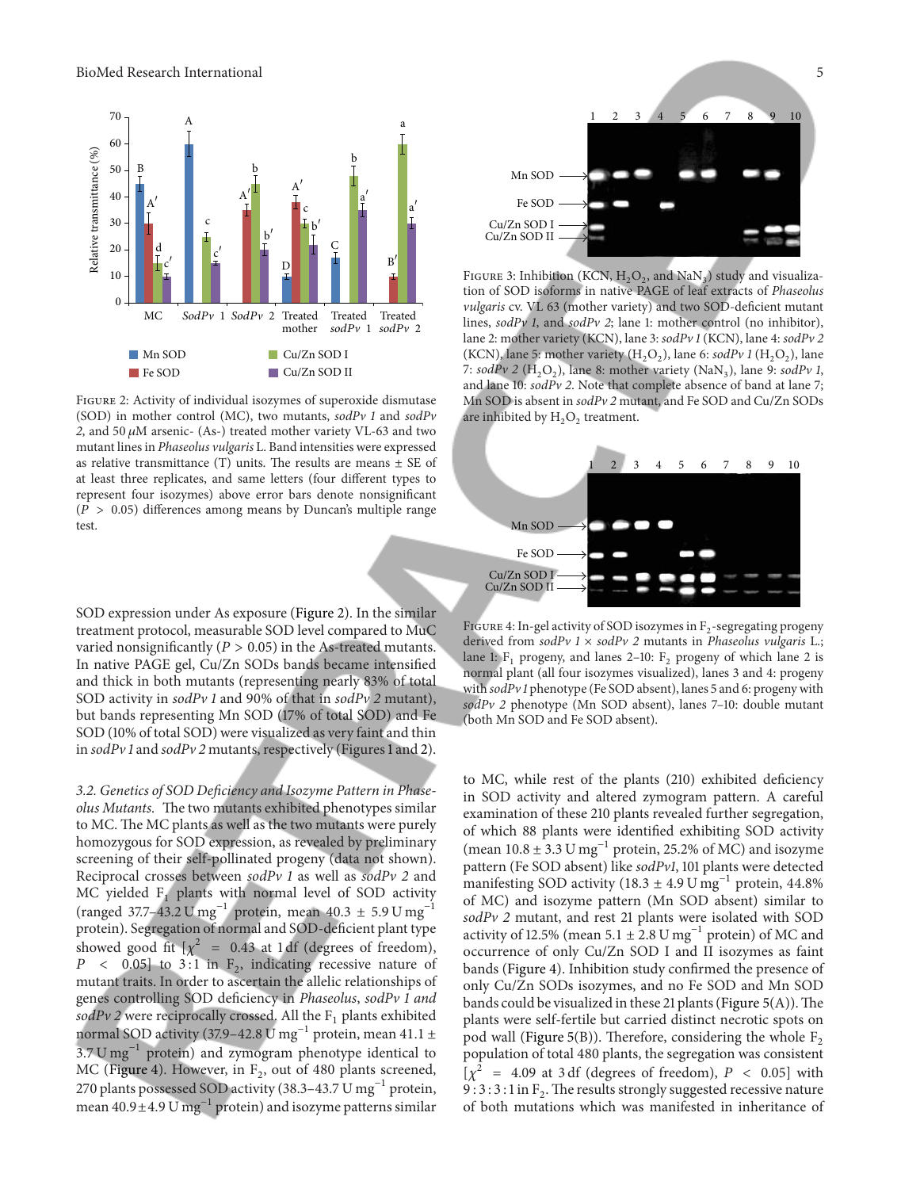Figure 2: Activity of individual isozymes of superoxide dismutase (SOD) in mother control (MC), two mutants, *sodPv 1* and *sodPv 2*, and 50 $\mu$M arsenic- (As-) treated mother variety VL-63 and two mutant lines in *Phaseolus vulgaris* L. Band intensities were expressed as relative transmittance (T) units. The results are means ± SE of at least three replicates, and same letters (four different types to represent four isozymes) above error bars denote nonsignificant ($P > 0.05$) differences among means by Duncan's multiple range test.

Figure 3: Inhibition (KCN, $H_2O_2$, and $NaN_3$) study and visualization of SOD isoforms in native PAGE of leaf extracts of *Phaseolus vulgaris* cv. VL 63 (mother variety) and two SOD-deficient mutant lines, *sodPv 1*, and *sodPv 2*; lane 1: mother control (no inhibitor), lane 2: mother variety (KCN), lane 3: *sodPv 1* (KCN), lane 4: *sodPv 2* (KCN), lane 5: mother variety ($H_2O_2$), lane 6: *sodPv 1* ($H_2O_2$), lane 7: *sodPv 2* ($H_2O_2$), lane 8: mother variety ($NaN_3$), lane 9: *sodPv 1*, and lane 10: *sodPv 2*. Note that complete absence of band at lane 7; Mn SOD is absent in *sodPv 2* mutant, and Fe SOD and Cu/Zn SODs are inhibited by $H_2O_2$ treatment.

Figure 4: In-gel activity of SOD isozymes in $F_2$-segregating progeny derived from *sodPv 1* × *sodPv 2* mutants in *Phaseolus vulgaris* L.; lane 1: $F_1$ progeny, and lanes 2–10: $F_2$ progeny of which lane 2 is normal plant (all four isozymes visualized), lanes 3 and 4: progeny with *sodPv 1* phenotype (Fe SOD absent), lanes 5 and 6: progeny with *sodPv 2* phenotype (Mn SOD absent), lanes 7–10: double mutant (both Mn SOD and Fe SOD absent).

SOD expression under As exposure (Figure 2). In the similar treatment protocol, measurable SOD level compared to MuC varied nonsignificantly ($P > 0.05$) in the As-treated mutants. In native PAGE gel, Cu/Zn SODs bands became intensified and thick in both mutants (representing nearly 83% of total SOD activity in *sodPv 1* and 90% of that in *sodPv 2* mutant), but bands representing Mn SOD (17% of total SOD) and Fe SOD (10% of total SOD) were visualized as very faint and thin in *sodPv 1* and *sodPv 2* mutants, respectively (Figures 1 and 2).

*3.2. Genetics of SOD Deficiency and Isozyme Pattern in Phaseolus Mutants.* The two mutants exhibited phenotypes similar to MC. The MC plants as well as the two mutants were purely homozygous for SOD expression, as revealed by preliminary screening of their self-pollinated progeny (data not shown). Reciprocal crosses between *sodPv 1* as well as *sodPv 2* and MC yielded $F_1$ plants with normal level of SOD activity (ranged 37.7–43.2 U mg$^{-1}$ protein, mean 40.3 ± 5.9 U mg$^{-1}$ protein). Segregation of normal and SOD-deficient plant type showed good fit [$\chi^2 = 0.43$ at 1 df (degrees of freedom), $P < 0.05$] to 3 : 1 in $F_2$, indicating recessive nature of mutant traits. In order to ascertain the allelic relationships of genes controlling SOD deficiency in *Phaseolus*, *sodPv 1 and sodPv 2* were reciprocally crossed. All the $F_1$ plants exhibited normal SOD activity (37.9–42.8 U mg$^{-1}$ protein, mean 41.1 ± 3.7 U mg$^{-1}$ protein) and zymogram phenotype identical to MC (Figure 4). However, in $F_2$, out of 480 plants screened, 270 plants possessed SOD activity (38.3–43.7 U mg$^{-1}$ protein, mean 40.9 ± 4.9 U mg$^{-1}$ protein) and isozyme patterns similar to MC, while rest of the plants (210) exhibited deficiency in SOD activity and altered zymogram pattern. A careful examination of these 210 plants revealed further segregation, of which 88 plants were identified exhibiting SOD activity (mean 10.8 ± 3.3 U mg$^{-1}$ protein, 25.2% of MC) and isozyme pattern (Fe SOD absent) like *sodPv1*, 101 plants were detected manifesting SOD activity (18.3 ± 4.9 U mg$^{-1}$ protein, 44.8% of MC) and isozyme pattern (Mn SOD absent) similar to *sodPv 2* mutant, and rest 21 plants were isolated with SOD activity of 12.5% (mean 5.1 ± 2.8 U mg$^{-1}$ protein) of MC and occurrence of only Cu/Zn SOD I and II isozymes as faint bands (Figure 4). Inhibition study confirmed the presence of only Cu/Zn SODs isozymes, and no Fe SOD and Mn SOD bands could be visualized in these 21 plants (Figure 5(A)). The plants were self-fertile but carried distinct necrotic spots on pod wall (Figure 5(B)). Therefore, considering the whole $F_2$ population of total 480 plants, the segregation was consistent [$\chi^2 = 4.09$ at 3 df (degrees of freedom), $P < 0.05$] with 9 : 3 : 3 : 1 in $F_2$. The results strongly suggested recessive nature of both mutations which was manifested in inheritance of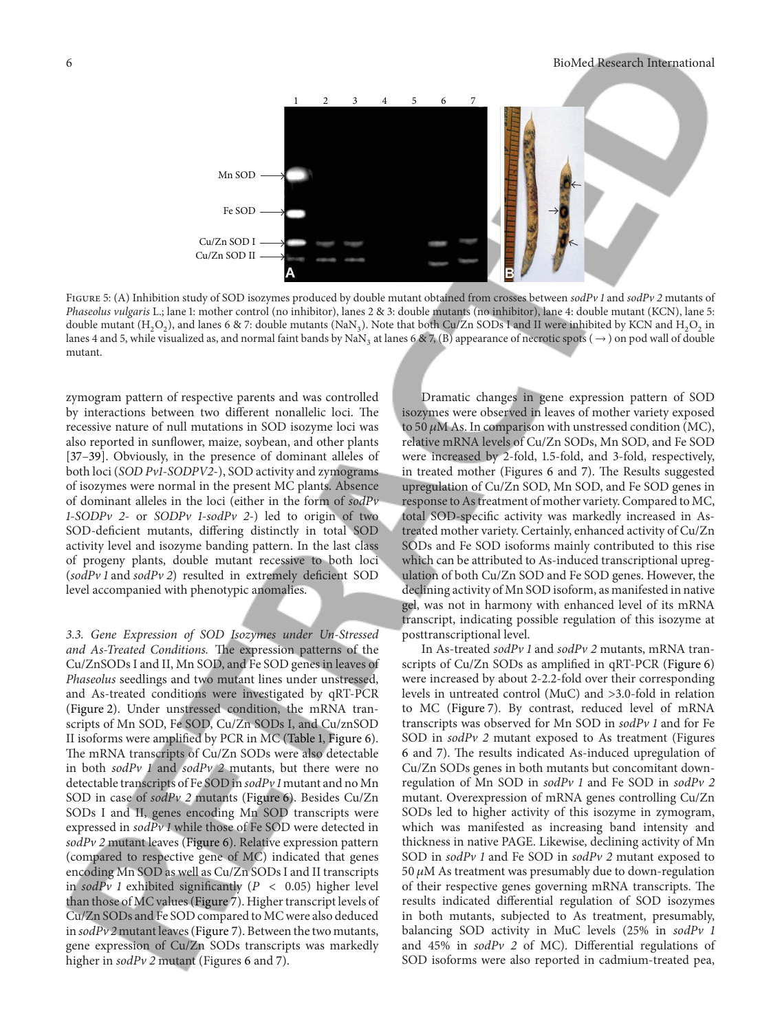Figure 5: (A) Inhibition study of SOD isozymes produced by double mutant obtained from crosses between *sodPv 1* and *sodPv 2* mutants of *Phaseolus vulgaris* L.; lane 1: mother control (no inhibitor), lanes 2 & 3: double mutants (no inhibitor), lane 4: double mutant (KCN), lane 5: double mutant ($H_2O_2$), and lanes 6 & 7: double mutants ($NaN_3$). Note that both Cu/Zn SODs I and II were inhibited by KCN and $H_2O_2$ in lanes 4 and 5, while visualized as, and normal faint bands by $NaN_3$ at lanes 6 & 7, (B) appearance of necrotic spots (→) on pod wall of double mutant.

zymogram pattern of respective parents and was controlled by interactions between two different nonallelic loci. The recessive nature of null mutations in SOD isozyme loci was also reported in sunflower, maize, soybean, and other plants [37–39]. Obviously, in the presence of dominant alleles of both loci (*SOD Pv1-SODPV2-*), SOD activity and zymograms of isozymes were normal in the present MC plants. Absence of dominant alleles in the loci (either in the form of *sodPv 1-SODPv 2-* or *SODPv 1-sodPv 2-*) led to origin of two SOD-deficient mutants, differing distinctly in total SOD activity level and isozyme banding pattern. In the last class of progeny plants, double mutant recessive to both loci (*sodPv 1* and *sodPv 2*) resulted in extremely deficient SOD level accompanied with phenotypic anomalies.

*3.3. Gene Expression of SOD Isozymes under Un-Stressed and As-Treated Conditions.* The expression patterns of the Cu/ZnSODs I and II, Mn SOD, and Fe SOD genes in leaves of *Phaseolus* seedlings and two mutant lines under unstressed, and As-treated conditions were investigated by qRT-PCR (Figure 2). Under unstressed condition, the mRNA transcripts of Mn SOD, Fe SOD, Cu/Zn SODs I, and Cu/znSOD II isoforms were amplified by PCR in MC (Table 1, Figure 6). The mRNA transcripts of Cu/Zn SODs were also detectable in both *sodPv 1* and *sodPv 2* mutants, but there were no detectable transcripts of Fe SOD in *sodPv 1* mutant and no Mn SOD in case of *sodPv 2* mutants (Figure 6). Besides Cu/Zn SODs I and II, genes encoding Mn SOD transcripts were expressed in *sodPv 1* while those of Fe SOD were detected in *sodPv 2* mutant leaves (Figure 6). Relative expression pattern (compared to respective gene of MC) indicated that genes encoding Mn SOD as well as Cu/Zn SODs I and II transcripts in *sodPv 1* exhibited significantly ($P < 0.05$) higher level than those of MC values (Figure 7). Higher transcript levels of Cu/Zn SODs and Fe SOD compared to MC were also deduced in *sodPv 2* mutant leaves (Figure 7). Between the two mutants, gene expression of Cu/Zn SODs transcripts was markedly higher in *sodPv 2* mutant (Figures 6 and 7).

Dramatic changes in gene expression pattern of SOD isozymes were observed in leaves of mother variety exposed to 50 $\mu$M As. In comparison with unstressed condition (MC), relative mRNA levels of Cu/Zn SODs, Mn SOD, and Fe SOD were increased by 2-fold, 1.5-fold, and 3-fold, respectively, in treated mother (Figures 6 and 7). The Results suggested upregulation of Cu/Zn SOD, Mn SOD, and Fe SOD genes in response to As treatment of mother variety. Compared to MC, total SOD-specific activity was markedly increased in As-treated mother variety. Certainly, enhanced activity of Cu/Zn SODs and Fe SOD isoforms mainly contributed to this rise which can be attributed to As-induced transcriptional upregulation of both Cu/Zn SOD and Fe SOD genes. However, the declining activity of Mn SOD isoform, as manifested in native gel, was not in harmony with enhanced level of its mRNA transcript, indicating possible regulation of this isozyme at posttranscriptional level.

In As-treated *sodPv 1* and *sodPv 2* mutants, mRNA transcripts of Cu/Zn SODs as amplified in qRT-PCR (Figure 6) were increased by about 2-2.2-fold over their corresponding levels in untreated control (MuC) and >3.0-fold in relation to MC (Figure 7). By contrast, reduced level of mRNA transcripts was observed for Mn SOD in *sodPv 1* and for Fe SOD in *sodPv 2* mutant exposed to As treatment (Figures 6 and 7). The results indicated As-induced upregulation of Cu/Zn SODs genes in both mutants but concomitant downregulation of Mn SOD in *sodPv 1* and Fe SOD in *sodPv 2* mutant. Overexpression of mRNA genes controlling Cu/Zn SODs led to higher activity of this isozyme in zymogram, which was manifested as increasing band intensity and thickness in native PAGE. Likewise, declining activity of Mn SOD in *sodPv 1* and Fe SOD in *sodPv 2* mutant exposed to 50 $\mu$M As treatment was presumably due to down-regulation of their respective genes governing mRNA transcripts. The results indicated differential regulation of SOD isozymes in both mutants, subjected to As treatment, presumably, balancing SOD activity in MuC levels (25% in *sodPv 1* and 45% in *sodPv 2* of MC). Differential regulations of SOD isoforms were also reported in cadmium-treated pea,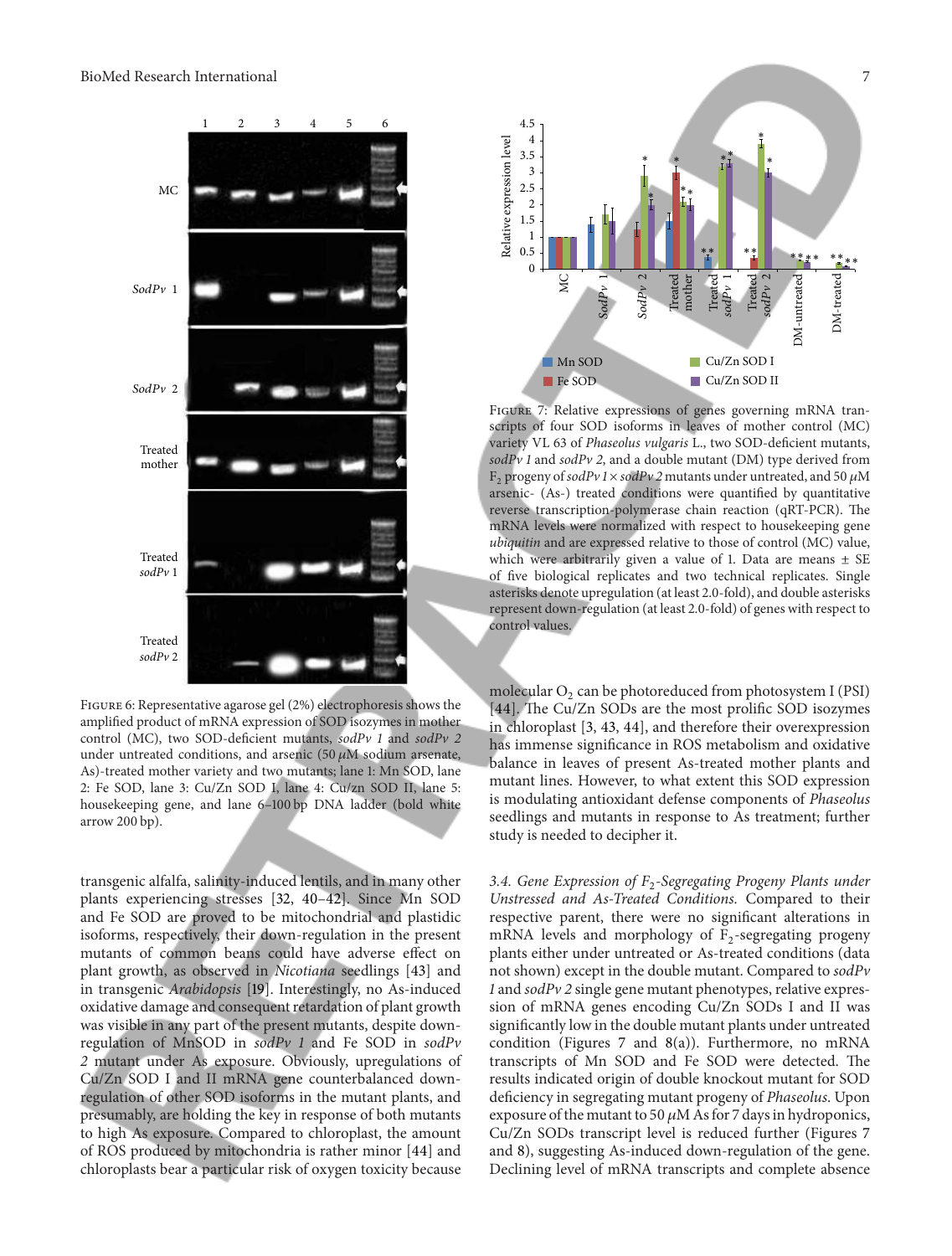Figure 6: Representative agarose gel (2%) electrophoresis shows the amplified product of mRNA expression of SOD isozymes in mother control (MC), two SOD-deficient mutants, *sodPv 1* and *sodPv 2* under untreated conditions, and arsenic (50 $\mu$M sodium arsenate, As)-treated mother variety and two mutants; lane 1: Mn SOD, lane 2: Fe SOD, lane 3: Cu/Zn SOD I, lane 4: Cu/zn SOD II, lane 5: housekeeping gene, and lane 6–100 bp DNA ladder (bold white arrow 200 bp).

Figure 7: Relative expressions of genes governing mRNA transcripts of four SOD isoforms in leaves of mother control (MC) variety VL 63 of *Phaseolus vulgaris* L., two SOD-deficient mutants, *sodPv 1* and *sodPv 2*, and a double mutant (DM) type derived from $F_2$ progeny of *sodPv 1* × *sodPv 2* mutants under untreated, and 50 $\mu$M arsenic- (As-) treated conditions were quantified by quantitative reverse transcription-polymerase chain reaction (qRT-PCR). The mRNA levels were normalized with respect to housekeeping gene *ubiquitin* and are expressed relative to those of control (MC) value, which were arbitrarily given a value of 1. Data are means ± SE of five biological replicates and two technical replicates. Single asterisks denote upregulation (at least 2.0-fold), and double asterisks represent down-regulation (at least 2.0-fold) of genes with respect to control values.

transgenic alfalfa, salinity-induced lentils, and in many other plants experiencing stresses [32, 40–42]. Since Mn SOD and Fe SOD are proved to be mitochondrial and plastidic isoforms, respectively, their down-regulation in the present mutants of common beans could have adverse effect on plant growth, as observed in *Nicotiana* seedlings [43] and in transgenic *Arabidopsis* [19]. Interestingly, no As-induced oxidative damage and consequent retardation of plant growth was visible in any part of the present mutants, despite down-regulation of MnSOD in *sodPv 1* and Fe SOD in *sodPv 2* mutant under As exposure. Obviously, upregulations of Cu/Zn SOD I and II mRNA gene counterbalanced down-regulation of other SOD isoforms in the mutant plants, and presumably, are holding the key in response of both mutants to high As exposure. Compared to chloroplast, the amount of ROS produced by mitochondria is rather minor [44] and chloroplasts bear a particular risk of oxygen toxicity because molecular $O_2$ can be photoreduced from photosystem I (PSI) [44]. The Cu/Zn SODs are the most prolific SOD isozymes in chloroplast [3, 43, 44], and therefore their overexpression has immense significance in ROS metabolism and oxidative balance in leaves of present As-treated mother plants and mutant lines. However, to what extent this SOD expression is modulating antioxidant defense components of *Phaseolus* seedlings and mutants in response to As treatment; further study is needed to decipher it.

*3.4. Gene Expression of $F_2$-Segregating Progeny Plants under Unstressed and As-Treated Conditions.* Compared to their respective parent, there were no significant alterations in mRNA levels and morphology of $F_2$-segregating progeny plants either under untreated or As-treated conditions (data not shown) except in the double mutant. Compared to *sodPv 1* and *sodPv 2* single gene mutant phenotypes, relative expression of mRNA genes encoding Cu/Zn SODs I and II was significantly low in the double mutant plants under untreated condition (Figures 7 and 8(a)). Furthermore, no mRNA transcripts of Mn SOD and Fe SOD were detected. The results indicated origin of double knockout mutant for SOD deficiency in segregating mutant progeny of *Phaseolus*. Upon exposure of the mutant to 50 $\mu$M As for 7 days in hydroponics, Cu/Zn SODs transcript level is reduced further (Figures 7 and 8), suggesting As-induced down-regulation of the gene. Declining level of mRNA transcripts and complete absence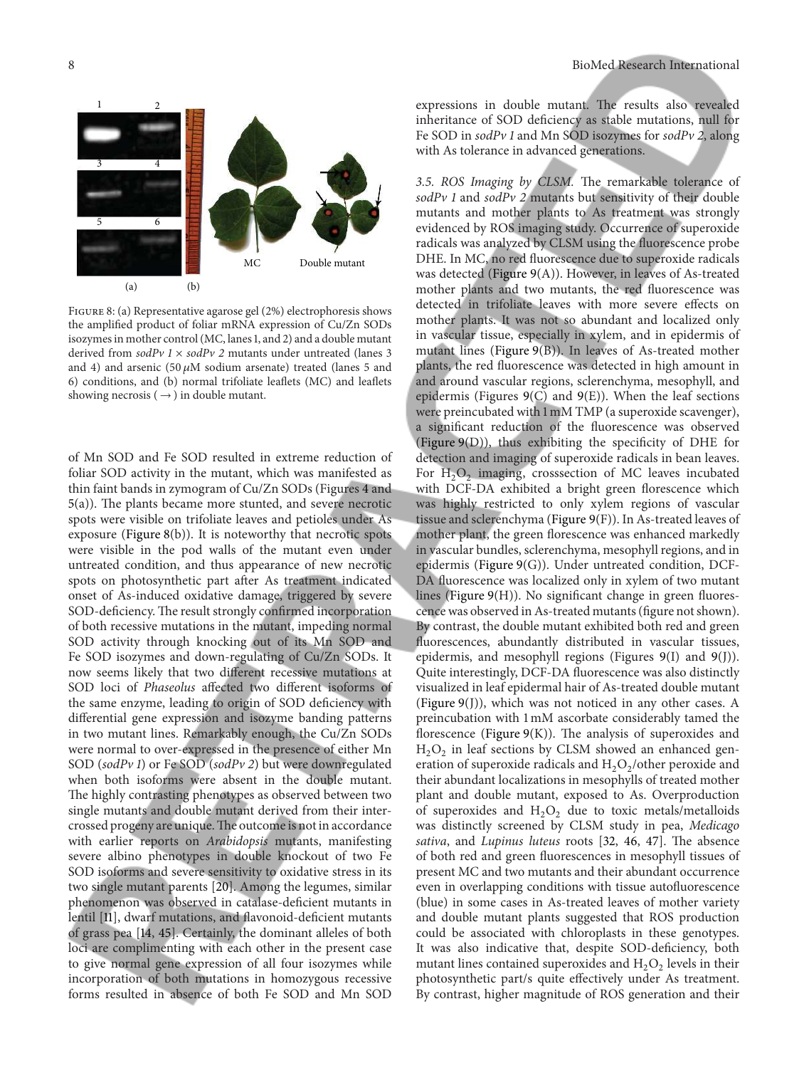Figure 8: (a) Representative agarose gel (2%) electrophoresis shows the amplified product of foliar mRNA expression of Cu/Zn SODs isozymes in mother control (MC, lanes 1, and 2) and a double mutant derived from *sodPv 1* × *sodPv 2* mutants under untreated (lanes 3 and 4) and arsenic (50 $\mu$M sodium arsenate) treated (lanes 5 and 6) conditions, and (b) normal trifoliate leaflets (MC) and leaflets showing necrosis (→) in double mutant.

of Mn SOD and Fe SOD resulted in extreme reduction of foliar SOD activity in the mutant, which was manifested as thin faint bands in zymogram of Cu/Zn SODs (Figures 4 and 5(a)). The plants became more stunted, and severe necrotic spots were visible on trifoliate leaves and petioles under As exposure (Figure 8(b)). It is noteworthy that necrotic spots were visible in the pod walls of the mutant even under untreated condition, and thus appearance of new necrotic spots on photosynthetic part after As treatment indicated onset of As-induced oxidative damage, triggered by severe SOD-deficiency. The result strongly confirmed incorporation of both recessive mutations in the mutant, impeding normal SOD activity through knocking out of its Mn SOD and Fe SOD isozymes and down-regulating of Cu/Zn SODs. It now seems likely that two different recessive mutations at SOD loci of *Phaseolus* affected two different isoforms of the same enzyme, leading to origin of SOD deficiency with differential gene expression and isozyme banding patterns in two mutant lines. Remarkably enough, the Cu/Zn SODs were normal to over-expressed in the presence of either Mn SOD (*sodPv 1*) or Fe SOD (*sodPv 2*) but were downregulated when both isoforms were absent in the double mutant. The highly contrasting phenotypes as observed between two single mutants and double mutant derived from their inter-crossed progeny are unique. The outcome is not in accordance with earlier reports on *Arabidopsis* mutants, manifesting severe albino phenotypes in double knockout of two Fe SOD isoforms and severe sensitivity to oxidative stress in its two single mutant parents [20]. Among the legumes, similar phenomenon was observed in catalase-deficient mutants in lentil [11], dwarf mutations, and flavonoid-deficient mutants of grass pea [14, 45]. Certainly, the dominant alleles of both loci are complimenting with each other in the present case to give normal gene expression of all four isozymes while incorporation of both mutations in homozygous recessive forms resulted in absence of both Fe SOD and Mn SOD expressions in double mutant. The results also revealed inheritance of SOD deficiency as stable mutations, null for Fe SOD in *sodPv 1* and Mn SOD isozymes for *sodPv 2*, along with As tolerance in advanced generations.

*3.5. ROS Imaging by CLSM.* The remarkable tolerance of *sodPv 1* and *sodPv 2* mutants but sensitivity of their double mutants and mother plants to As treatment was strongly evidenced by ROS imaging study. Occurrence of superoxide radicals was analyzed by CLSM using the fluorescence probe DHE. In MC, no red fluorescence due to superoxide radicals was detected (Figure 9(A)). However, in leaves of As-treated mother plants and two mutants, the red fluorescence was detected in trifoliate leaves with more severe effects on mother plants. It was not so abundant and localized only in vascular tissue, especially in xylem, and in epidermis of mutant lines (Figure 9(B)). In leaves of As-treated mother plants, the red fluorescence was detected in high amount in and around vascular regions, sclerenchyma, mesophyll, and epidermis (Figures 9(C) and 9(E)). When the leaf sections were preincubated with 1 mM TMP (a superoxide scavenger), a significant reduction of the fluorescence was observed (Figure 9(D)), thus exhibiting the specificity of DHE for detection and imaging of superoxide radicals in bean leaves. For $H_2O_2$ imaging, crosssection of MC leaves incubated with DCF-DA exhibited a bright green florescence which was highly restricted to only xylem regions of vascular tissue and sclerenchyma (Figure 9(F)). In As-treated leaves of mother plant, the green florescence was enhanced markedly in vascular bundles, sclerenchyma, mesophyll regions, and in epidermis (Figure 9(G)). Under untreated condition, DCF-DA fluorescence was localized only in xylem of two mutant lines (Figure 9(H)). No significant change in green fluorescence was observed in As-treated mutants (figure not shown). By contrast, the double mutant exhibited both red and green fluorescences, abundantly distributed in vascular tissues, epidermis, and mesophyll regions (Figures 9(I) and 9(J)). Quite interestingly, DCF-DA fluorescence was also distinctly visualized in leaf epidermal hair of As-treated double mutant (Figure 9(J)), which was not noticed in any other cases. A preincubation with 1 mM ascorbate considerably tamed the florescence (Figure 9(K)). The analysis of superoxides and $H_2O_2$ in leaf sections by CLSM showed an enhanced generation of superoxide radicals and $H_2O_2$/other peroxide and their abundant localizations in mesophylls of treated mother plant and double mutant, exposed to As. Overproduction of superoxides and $H_2O_2$ due to toxic metals/metalloids was distinctly screened by CLSM study in pea, *Medicago sativa*, and *Lupinus luteus* roots [32, 46, 47]. The absence of both red and green fluorescences in mesophyll tissues of present MC and two mutants and their abundant occurrence even in overlapping conditions with tissue autofluorescence (blue) in some cases in As-treated leaves of mother variety and double mutant plants suggested that ROS production could be associated with chloroplasts in these genotypes. It was also indicative that, despite SOD-deficiency, both mutant lines contained superoxides and $H_2O_2$ levels in their photosynthetic part/s quite effectively under As treatment. By contrast, higher magnitude of ROS generation and their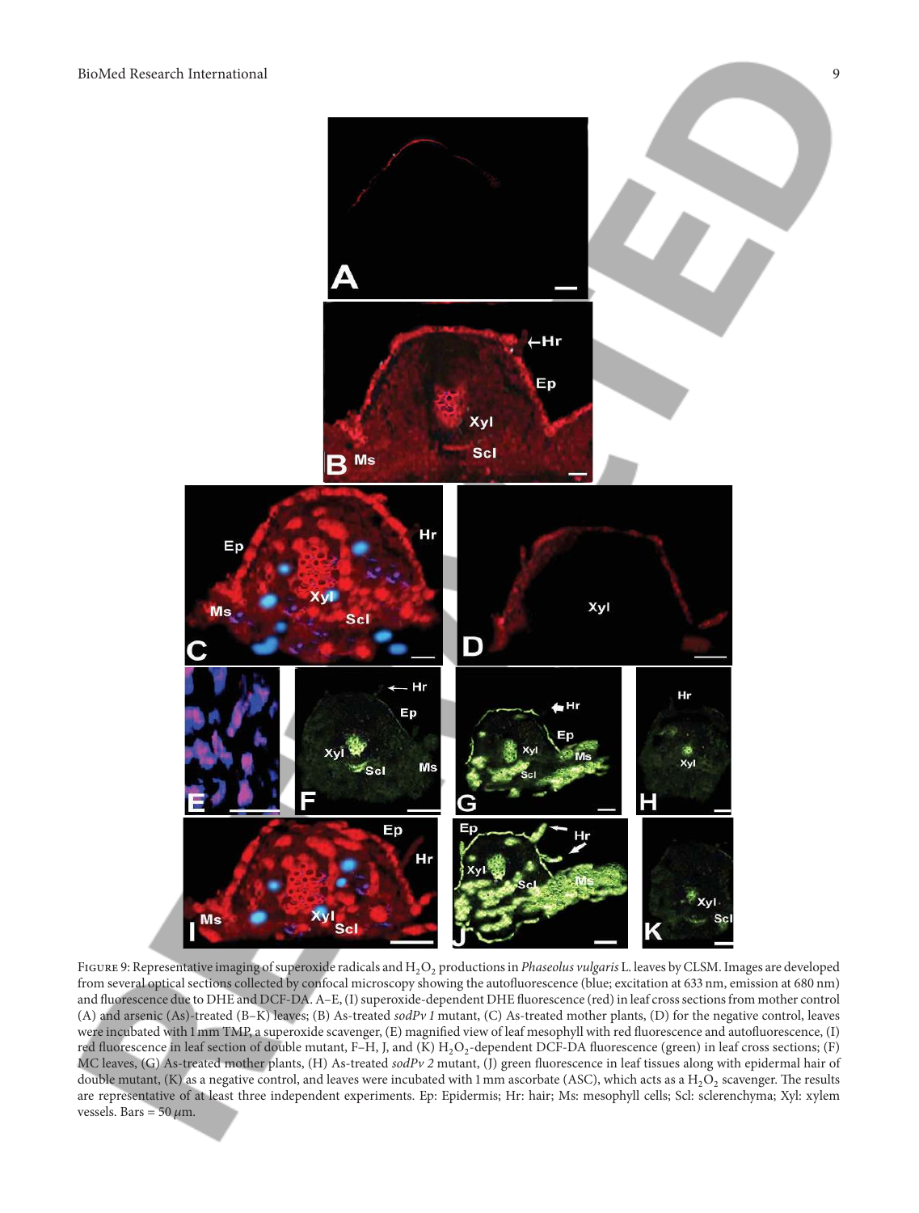Figure 9: Representative imaging of superoxide radicals and $H_2O_2$ productions in *Phaseolus vulgaris* L. leaves by CLSM. Images are developed from several optical sections collected by confocal microscopy showing the autofluorescence (blue; excitation at 633 nm, emission at 680 nm) and fluorescence due to DHE and DCF-DA. A–E, (I) superoxide-dependent DHE fluorescence (red) in leaf cross sections from mother control (A) and arsenic (As)-treated (B–K) leaves; (B) As-treated *sodPv 1* mutant, (C) As-treated mother plants, (D) for the negative control, leaves were incubated with 1 mm TMP, a superoxide scavenger, (E) magnified view of leaf mesophyll with red fluorescence and autofluorescence, (I) red fluorescence in leaf section of double mutant, F–H, J, and (K) $H_2O_2$-dependent DCF-DA fluorescence (green) in leaf cross sections; (F) MC leaves, (G) As-treated mother plants, (H) As-treated *sodPv 2* mutant, (J) green fluorescence in leaf tissues along with epidermal hair of double mutant, (K) as a negative control, and leaves were incubated with 1 mm ascorbate (ASC), which acts as a $H_2O_2$ scavenger. The results are representative of at least three independent experiments. Ep: Epidermis; Hr: hair; Ms: mesophyll cells; Scl: sclerenchyma; Xyl: xylem vessels. Bars = 50 $\mu$m.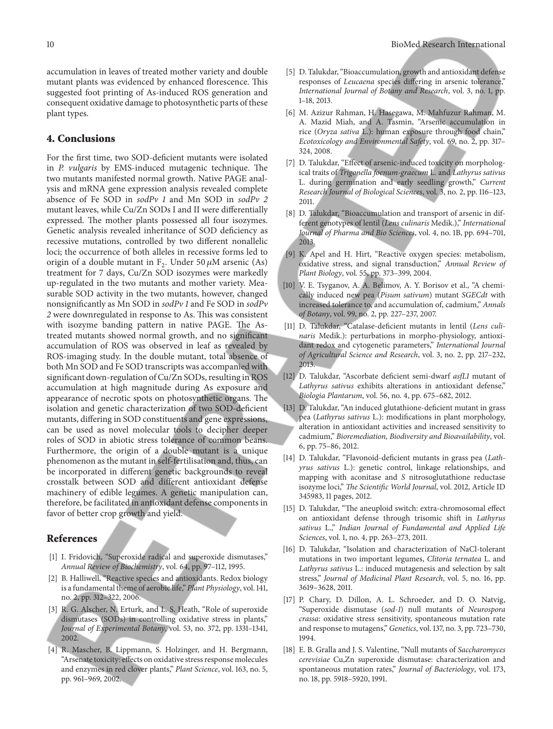accumulation in leaves of treated mother variety and double mutant plants was evidenced by enhanced florescence. This suggested foot printing of As-induced ROS generation and consequent oxidative damage to photosynthetic parts of these plant types.

## 4. Conclusions

For the first time, two SOD-deficient mutants were isolated in *P. vulgaris* by EMS-induced mutagenic technique. The two mutants manifested normal growth. Native PAGE analysis and mRNA gene expression analysis revealed complete absence of Fe SOD in *sodPv 1* and Mn SOD in *sodPv 2* mutant leaves, while Cu/Zn SODs I and II were differentially expressed. The mother plants possessed all four isozymes. Genetic analysis revealed inheritance of SOD deficiency as recessive mutations, controlled by two different nonallelic loci; the occurrence of both alleles in recessive forms led to origin of a double mutant in $F_2$. Under 50 $\mu$M arsenic (As) treatment for 7 days, Cu/Zn SOD isozymes were markedly up-regulated in the two mutants and mother variety. Measurable SOD activity in the two mutants, however, changed nonsignificantly as Mn SOD in *sodPv 1* and Fe SOD in *sodPv 2* were downregulated in response to As. This was consistent with isozyme banding pattern in native PAGE. The As-treated mutants showed normal growth, and no significant accumulation of ROS was observed in leaf as revealed by ROS-imaging study. In the double mutant, total absence of both Mn SOD and Fe SOD transcripts was accompanied with significant down-regulation of Cu/Zn SODs, resulting in ROS accumulation at high magnitude during As exposure and appearance of necrotic spots on photosynthetic organs. The isolation and genetic characterization of two SOD-deficient mutants, differing in SOD constituents and gene expressions, can be used as novel molecular tools to decipher deeper roles of SOD in abiotic stress tolerance of common beans. Furthermore, the origin of a double mutant is a unique phenomenon as the mutant in self-fertilisation and, thus, can be incorporated in different genetic backgrounds to reveal crosstalk between SOD and different antioxidant defense machinery of edible legumes. A genetic manipulation can, therefore, be facilitated in antioxidant defense components in favor of better crop growth and yield.

## References

[1] I. Fridovich, "Superoxide radical and superoxide dismutases," *Annual Review of Biochemistry*, vol. 64, pp. 97–112, 1995.

[2] B. Halliwell, "Reactive species and antioxidants. Redox biology is a fundamental theme of aerobic life," *Plant Physiology*, vol. 141, no. 2, pp. 312–322, 2006.

[3] R. G. Alscher, N. Erturk, and L. S. Heath, "Role of superoxide dismutases (SODs) in controlling oxidative stress in plants," *Journal of Experimental Botany*, vol. 53, no. 372, pp. 1331–1341, 2002.

[4] R. Mascher, B. Lippmann, S. Holzinger, and H. Bergmann, "Arsenate toxicity: effects on oxidative stress response molecules and enzymes in red clover plants," *Plant Science*, vol. 163, no. 5, pp. 961–969, 2002.

[5] D. Talukdar, "Bioaccumulation, growth and antioxidant defense responses of *Leucaena* species differing in arsenic tolerance," *International Journal of Botany and Research*, vol. 3, no. 1, pp. 1–18, 2013.

[6] M. Azizur Rahman, H. Hasegawa, M. Mahfuzur Rahman, M. A. Mazid Miah, and A. Tasmin, "Arsenic accumulation in rice (*Oryza sativa* L.): human exposure through food chain," *Ecotoxicology and Environmental Safety*, vol. 69, no. 2, pp. 317–324, 2008.

[7] D. Talukdar, "Effect of arsenic-induced toxicity on morphological traits of *Trigonella foenum-graecum* L. and *Lathyrus sativus* L. during germination and early seedling growth," *Current Research Journal of Biological Sciences*, vol. 3, no. 2, pp. 116–123, 2011.

[8] D. Talukdar, "Bioaccumulation and transport of arsenic in different genotypes of lentil (*Lens culinaris* Medik.)," *International Journal of Pharma and Bio Sciences*, vol. 4, no. 1B, pp. 694–701, 2013.

[9] K. Apel and H. Hirt, "Reactive oxygen species: metabolism, oxidative stress, and signal transduction," *Annual Review of Plant Biology*, vol. 55, pp. 373–399, 2004.

[10] V. E. Tsyganov, A. A. Belimov, A. Y. Borisov et al., "A chemically induced new pea (*Pisum sativum*) mutant *SGECdt* with increased tolerance to, and accumulation of, cadmium," *Annals of Botany*, vol. 99, no. 2, pp. 227–237, 2007.

[11] D. Talukdar, "Catalase-deficient mutants in lentil (*Lens culinaris* Medik.): perturbations in morpho-physiology, antioxidant redox and cytogenetic parameters," *International Journal of Agricultural Science and Research*, vol. 3, no. 2, pp. 217–232, 2013.

[12] D. Talukdar, "Ascorbate deficient semi-dwarf *asfL1* mutant of *Lathyrus sativus* exhibits alterations in antioxidant defense," *Biologia Plantarum*, vol. 56, no. 4, pp. 675–682, 2012.

[13] D. Talukdar, "An induced glutathione-deficient mutant in grass pea (*Lathyrus sativus* L.): modifications in plant morphology, alteration in antioxidant activities and increased sensitivity to cadmium," *Bioremediation, Biodiversity and Bioavailability*, vol. 6, pp. 75–86, 2012.

[14] D. Talukdar, "Flavonoid-deficient mutants in grass pea (*Lathyrus sativus* L.): genetic control, linkage relationships, and mapping with aconitase and *S* nitrosoglutathione reductase isozyme loci," *The Scientific World Journal*, vol. 2012, Article ID 345983, 11 pages, 2012.

[15] D. Talukdar, "The aneuploid switch: extra-chromosomal effect on antioxidant defense through trisomic shift in *Lathyrus sativus* L.," *Indian Journal of Fundamental and Applied Life Sciences*, vol. 1, no. 4, pp. 263–273, 2011.

[16] D. Talukdar, "Isolation and characterization of NaCl-tolerant mutations in two important legumes, *Clitoria ternatea* L. and *Lathyrus sativus* L.: induced mutagenesis and selection by salt stress," *Journal of Medicinal Plant Research*, vol. 5, no. 16, pp. 3619–3628, 2011.

[17] P. Chary, D. Dillon, A. L. Schroeder, and D. O. Natvig, "Superoxide dismutase (*sod-1*) null mutants of *Neurospora crassa*: oxidative stress sensitivity, spontaneous mutation rate and response to mutagens," *Genetics*, vol. 137, no. 3, pp. 723–730, 1994.

[18] E. B. Gralla and J. S. Valentine, "Null mutants of *Saccharomyces cerevisiae* Cu,Zn superoxide dismutase: characterization and spontaneous mutation rates," *Journal of Bacteriology*, vol. 173, no. 18, pp. 5918–5920, 1991.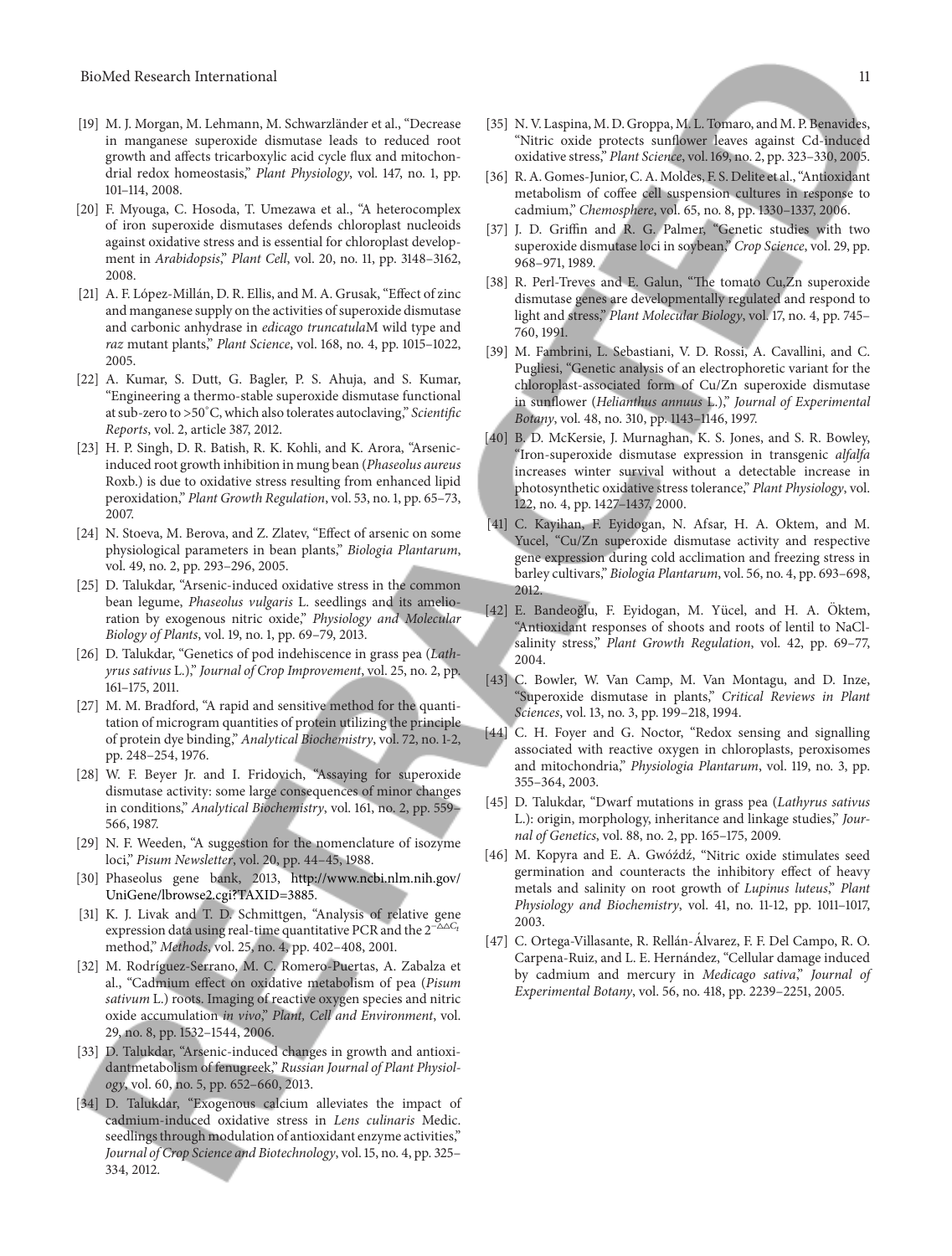[19] M. J. Morgan, M. Lehmann, M. Schwarzländer et al., "Decrease in manganese superoxide dismutase leads to reduced root growth and affects tricarboxylic acid cycle flux and mitochondrial redox homeostasis," *Plant Physiology*, vol. 147, no. 1, pp. 101–114, 2008.

[20] F. Myouga, C. Hosoda, T. Umezawa et al., "A heterocomplex of iron superoxide dismutases defends chloroplast nucleoids against oxidative stress and is essential for chloroplast development in *Arabidopsis*," *Plant Cell*, vol. 20, no. 11, pp. 3148–3162, 2008.

[21] A. F. López-Millán, D. R. Ellis, and M. A. Grusak, "Effect of zinc and manganese supply on the activities of superoxide dismutase and carbonic anhydrase in *edicago truncatula*M wild type and *raz* mutant plants," *Plant Science*, vol. 168, no. 4, pp. 1015–1022, 2005.

[22] A. Kumar, S. Dutt, G. Bagler, P. S. Ahuja, and S. Kumar, "Engineering a thermo-stable superoxide dismutase functional at sub-zero to >50°C, which also tolerates autoclaving," *Scientific Reports*, vol. 2, article 387, 2012.

[23] H. P. Singh, D. R. Batish, R. K. Kohli, and K. Arora, "Arsenic-induced root growth inhibition in mung bean (*Phaseolus aureus* Roxb.) is due to oxidative stress resulting from enhanced lipid peroxidation," *Plant Growth Regulation*, vol. 53, no. 1, pp. 65–73, 2007.

[24] N. Stoeva, M. Berova, and Z. Zlatev, "Effect of arsenic on some physiological parameters in bean plants," *Biologia Plantarum*, vol. 49, no. 2, pp. 293–296, 2005.

[25] D. Talukdar, "Arsenic-induced oxidative stress in the common bean legume, *Phaseolus vulgaris* L. seedlings and its amelioration by exogenous nitric oxide," *Physiology and Molecular Biology of Plants*, vol. 19, no. 1, pp. 69–79, 2013.

[26] D. Talukdar, "Genetics of pod indehiscence in grass pea (*Lathyrus sativus* L.)," *Journal of Crop Improvement*, vol. 25, no. 2, pp. 161–175, 2011.

[27] M. M. Bradford, "A rapid and sensitive method for the quantitation of microgram quantities of protein utilizing the principle of protein dye binding," *Analytical Biochemistry*, vol. 72, no. 1-2, pp. 248–254, 1976.

[28] W. F. Beyer Jr. and I. Fridovich, "Assaying for superoxide dismutase activity: some large consequences of minor changes in conditions," *Analytical Biochemistry*, vol. 161, no. 2, pp. 559–566, 1987.

[29] N. F. Weeden, "A suggestion for the nomenclature of isozyme loci," *Pisum Newsletter*, vol. 20, pp. 44–45, 1988.

[30] Phaseolus gene bank, 2013, http://www.ncbi.nlm.nih.gov/UniGene/lbrowse2.cgi?TAXID=3885.

[31] K. J. Livak and T. D. Schmittgen, "Analysis of relative gene expression data using real-time quantitative PCR and the $2^{-\Delta\Delta C_t}$ method," *Methods*, vol. 25, no. 4, pp. 402–408, 2001.

[32] M. Rodríguez-Serrano, M. C. Romero-Puertas, A. Zabalza et al., "Cadmium effect on oxidative metabolism of pea (*Pisum sativum* L.) roots. Imaging of reactive oxygen species and nitric oxide accumulation *in vivo*," *Plant, Cell and Environment*, vol. 29, no. 8, pp. 1532–1544, 2006.

[33] D. Talukdar, "Arsenic-induced changes in growth and antioxidantmetabolism of fenugreek," *Russian Journal of Plant Physiology*, vol. 60, no. 5, pp. 652–660, 2013.

[34] D. Talukdar, "Exogenous calcium alleviates the impact of cadmium-induced oxidative stress in *Lens culinaris* Medic. seedlings through modulation of antioxidant enzyme activities," *Journal of Crop Science and Biotechnology*, vol. 15, no. 4, pp. 325–334, 2012.

[35] N. V. Laspina, M. D. Groppa, M. L. Tomaro, and M. P. Benavides, "Nitric oxide protects sunflower leaves against Cd-induced oxidative stress," *Plant Science*, vol. 169, no. 2, pp. 323–330, 2005.

[36] R. A. Gomes-Junior, C. A. Moldes, F. S. Delite et al., "Antioxidant metabolism of coffee cell suspension cultures in response to cadmium," *Chemosphere*, vol. 65, no. 8, pp. 1330–1337, 2006.

[37] J. D. Griffin and R. G. Palmer, "Genetic studies with two superoxide dismutase loci in soybean," *Crop Science*, vol. 29, pp. 968–971, 1989.

[38] R. Perl-Treves and E. Galun, "The tomato Cu,Zn superoxide dismutase genes are developmentally regulated and respond to light and stress," *Plant Molecular Biology*, vol. 17, no. 4, pp. 745–760, 1991.

[39] M. Fambrini, L. Sebastiani, V. D. Rossi, A. Cavallini, and C. Pugliesi, "Genetic analysis of an electrophoretic variant for the chloroplast-associated form of Cu/Zn superoxide dismutase in sunflower (*Helianthus annuus* L.)," *Journal of Experimental Botany*, vol. 48, no. 310, pp. 1143–1146, 1997.

[40] B. D. McKersie, J. Murnaghan, K. S. Jones, and S. R. Bowley, "Iron-superoxide dismutase expression in transgenic *alfalfa* increases winter survival without a detectable increase in photosynthetic oxidative stress tolerance," *Plant Physiology*, vol. 122, no. 4, pp. 1427–1437, 2000.

[41] C. Kayihan, F. Eyidogan, N. Afsar, H. A. Oktem, and M. Yucel, "Cu/Zn superoxide dismutase activity and respective gene expression during cold acclimation and freezing stress in barley cultivars," *Biologia Plantarum*, vol. 56, no. 4, pp. 693–698, 2012.

[42] E. Bandeoğlu, F. Eyidogan, M. Yücel, and H. A. Öktem, "Antioxidant responses of shoots and roots of lentil to NaCl-salinity stress," *Plant Growth Regulation*, vol. 42, pp. 69–77, 2004.

[43] C. Bowler, W. Van Camp, M. Van Montagu, and D. Inze, "Superoxide dismutase in plants," *Critical Reviews in Plant Sciences*, vol. 13, no. 3, pp. 199–218, 1994.

[44] C. H. Foyer and G. Noctor, "Redox sensing and signalling associated with reactive oxygen in chloroplasts, peroxisomes and mitochondria," *Physiologia Plantarum*, vol. 119, no. 3, pp. 355–364, 2003.

[45] D. Talukdar, "Dwarf mutations in grass pea (*Lathyrus sativus* L.): origin, morphology, inheritance and linkage studies," *Journal of Genetics*, vol. 88, no. 2, pp. 165–175, 2009.

[46] M. Kopyra and E. A. Gwóźdź, "Nitric oxide stimulates seed germination and counteracts the inhibitory effect of heavy metals and salinity on root growth of *Lupinus luteus*," *Plant Physiology and Biochemistry*, vol. 41, no. 11-12, pp. 1011–1017, 2003.

[47] C. Ortega-Villasante, R. Rellán-Álvarez, F. F. Del Campo, R. O. Carpena-Ruiz, and L. E. Hernández, "Cellular damage induced by cadmium and mercury in *Medicago sativa*," *Journal of Experimental Botany*, vol. 56, no. 418, pp. 2239–2251, 2005.